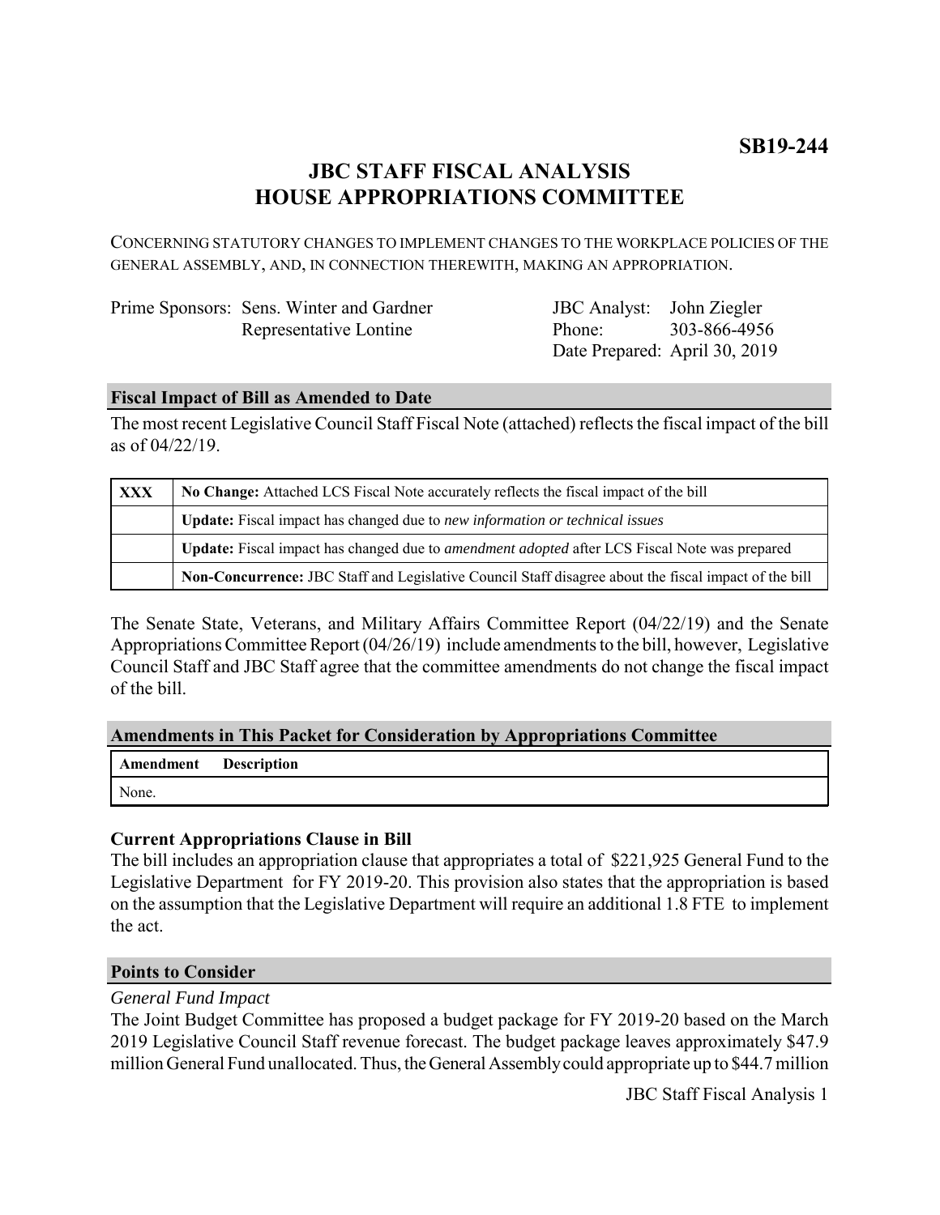**SB19-244**

# JBC STAFF FISCAL ANALYSIS
# HOUSE APPROPRIATIONS COMMITTEE

CONCERNING STATUTORY CHANGES TO IMPLEMENT CHANGES TO THE WORKPLACE POLICIES OF THE GENERAL ASSEMBLY, AND, IN CONNECTION THEREWITH, MAKING AN APPROPRIATION.

| | | | |
|---|---|---|---|
| Prime Sponsors: | Sens. Winter and Gardner | JBC Analyst: | John Ziegler |
| | Representative Lontine | Phone: | 303-866-4956 |
| | | Date Prepared: | April 30, 2019 |

## Fiscal Impact of Bill as Amended to Date

The most recent Legislative Council Staff Fiscal Note (attached) reflects the fiscal impact of the bill as of 04/22/19.

| | |
|---|---|
| **XXX** | **No Change:** Attached LCS Fiscal Note accurately reflects the fiscal impact of the bill |
| | **Update:** Fiscal impact has changed due to *new information or technical issues* |
| | **Update:** Fiscal impact has changed due to *amendment adopted* after LCS Fiscal Note was prepared |
| | **Non-Concurrence:** JBC Staff and Legislative Council Staff disagree about the fiscal impact of the bill |

The Senate State, Veterans, and Military Affairs Committee Report (04/22/19) and the Senate Appropriations Committee Report (04/26/19) include amendments to the bill, however, Legislative Council Staff and JBC Staff agree that the committee amendments do not change the fiscal impact of the bill.

## Amendments in This Packet for Consideration by Appropriations Committee

| Amendment | Description |
|---|---|
| None. | |

### Current Appropriations Clause in Bill

The bill includes an appropriation clause that appropriates a total of $221,925 General Fund to the Legislative Department for FY 2019-20. This provision also states that the appropriation is based on the assumption that the Legislative Department will require an additional 1.8 FTE to implement the act.

## Points to Consider

*General Fund Impact*

The Joint Budget Committee has proposed a budget package for FY 2019-20 based on the March 2019 Legislative Council Staff revenue forecast. The budget package leaves approximately $47.9 million General Fund unallocated. Thus, the General Assembly could appropriate up to $44.7 million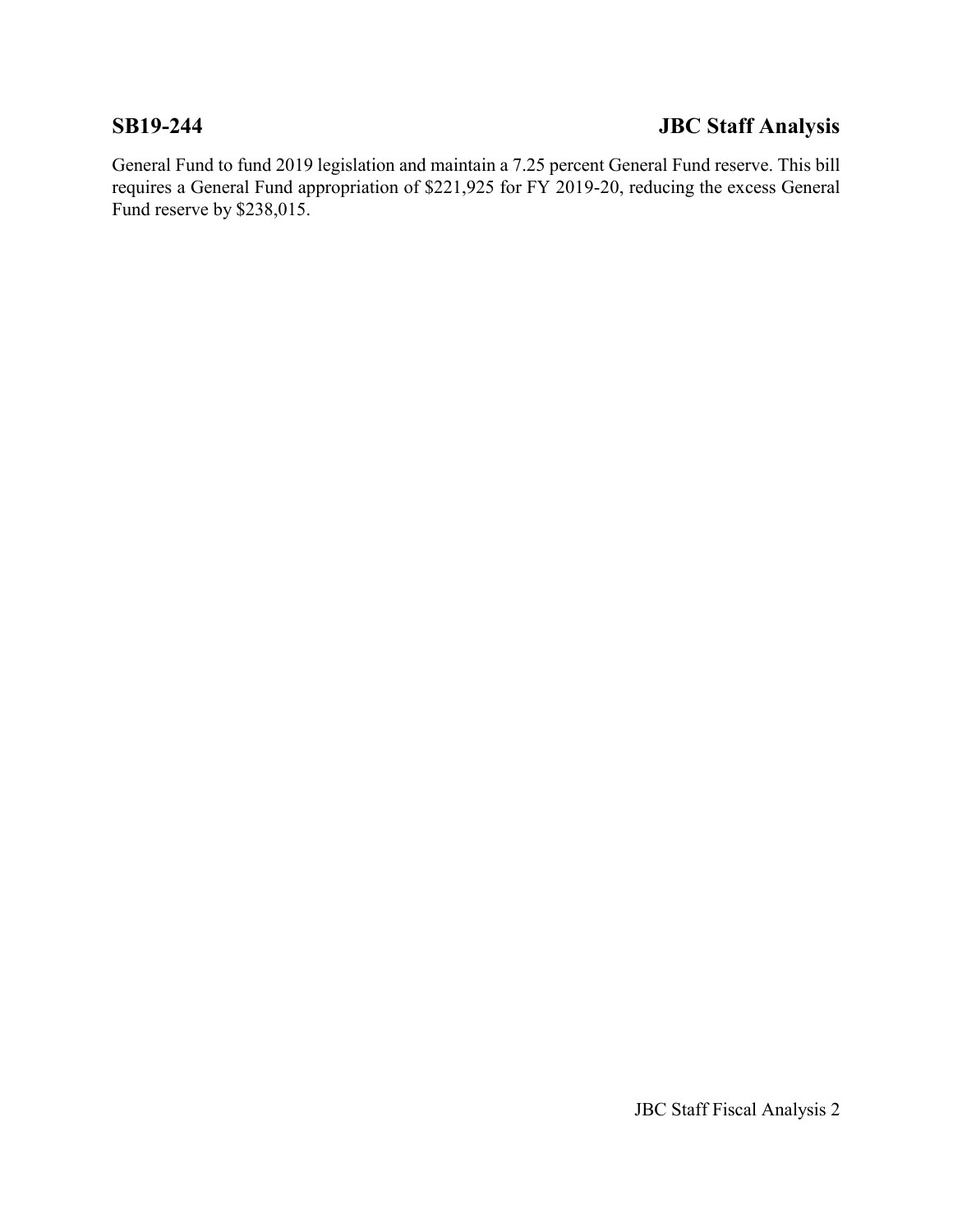General Fund to fund 2019 legislation and maintain a 7.25 percent General Fund reserve. This bill requires a General Fund appropriation of $221,925 for FY 2019-20, reducing the excess General Fund reserve by $238,015.